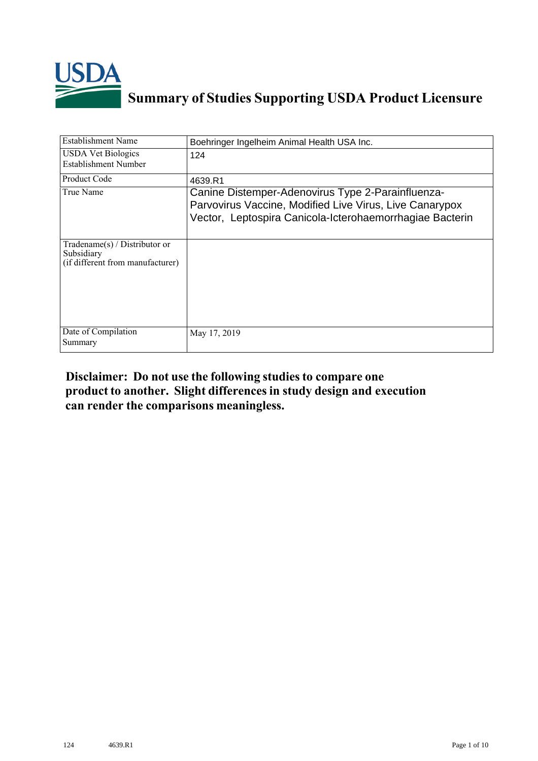# Summary of Studies Supporting USDA Product Licensure

| Establishment Name | Boehringer Ingelheim Animal Health USA Inc. |
|---|---|
| USDA Vet Biologics Establishment Number | 124 |
| Product Code | 4639.R1 |
| True Name | Canine Distemper-Adenovirus Type 2-Parainfluenza-Parvovirus Vaccine, Modified Live Virus, Live Canarypox Vector, Leptospira Canicola-Icterohaemorrhagiae Bacterin |
| Tradename(s) / Distributor or Subsidiary (if different from manufacturer) | |
| Date of Compilation Summary | May 17, 2019 |

**Disclaimer: Do not use the following studies to compare one product to another. Slight differences in study design and execution can render the comparisons meaningless.**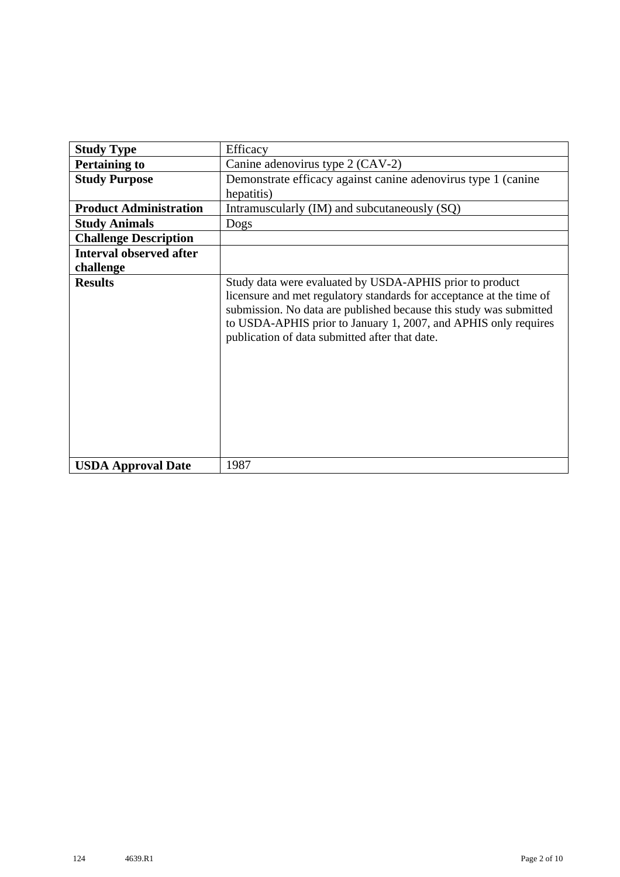| **Study Type** | Efficacy |
|---|---|
| **Pertaining to** | Canine adenovirus type 2 (CAV-2) |
| **Study Purpose** | Demonstrate efficacy against canine adenovirus type 1 (canine hepatitis) |
| **Product Administration** | Intramuscularly (IM) and subcutaneously (SQ) |
| **Study Animals** | Dogs |
| **Challenge Description** | |
| **Interval observed after challenge** | |
| **Results** | Study data were evaluated by USDA-APHIS prior to product licensure and met regulatory standards for acceptance at the time of submission. No data are published because this study was submitted to USDA-APHIS prior to January 1, 2007, and APHIS only requires publication of data submitted after that date. |
| **USDA Approval Date** | 1987 |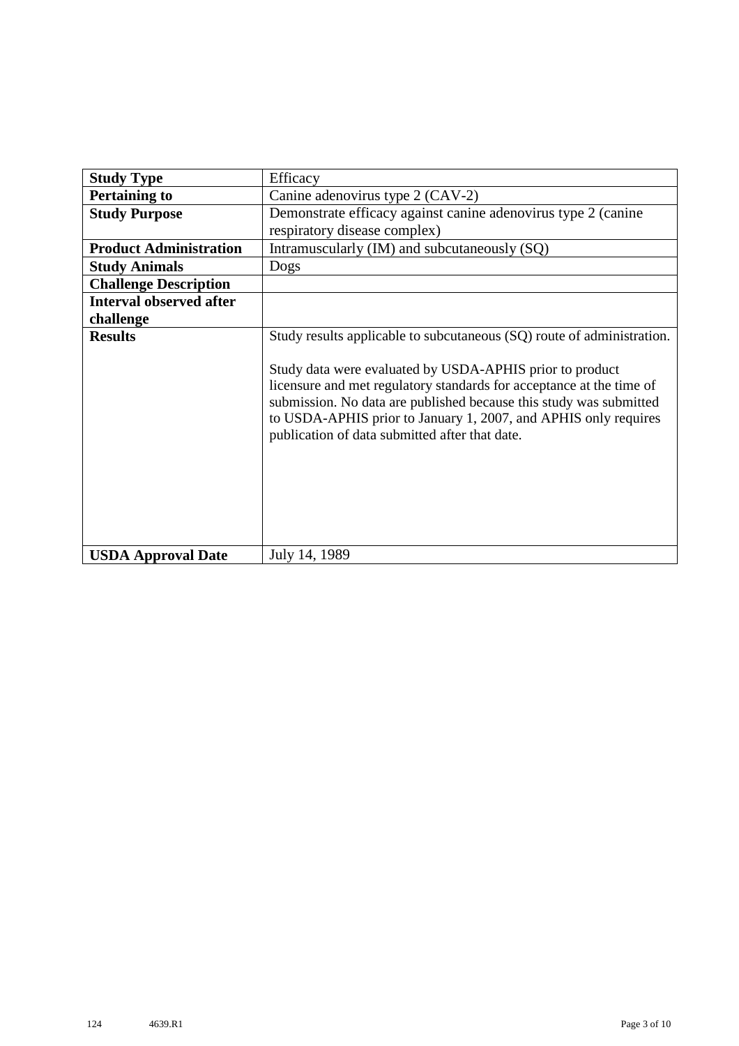| **Study Type** | Efficacy |
| --- | --- |
| **Pertaining to** | Canine adenovirus type 2 (CAV-2) |
| **Study Purpose** | Demonstrate efficacy against canine adenovirus type 2 (canine respiratory disease complex) |
| **Product Administration** | Intramuscularly (IM) and subcutaneously (SQ) |
| **Study Animals** | Dogs |
| **Challenge Description** | |
| **Interval observed after challenge** | |
| **Results** | Study results applicable to subcutaneous (SQ) route of administration.<br><br>Study data were evaluated by USDA-APHIS prior to product licensure and met regulatory standards for acceptance at the time of submission. No data are published because this study was submitted to USDA-APHIS prior to January 1, 2007, and APHIS only requires publication of data submitted after that date. |
| **USDA Approval Date** | July 14, 1989 |

124 4639.R1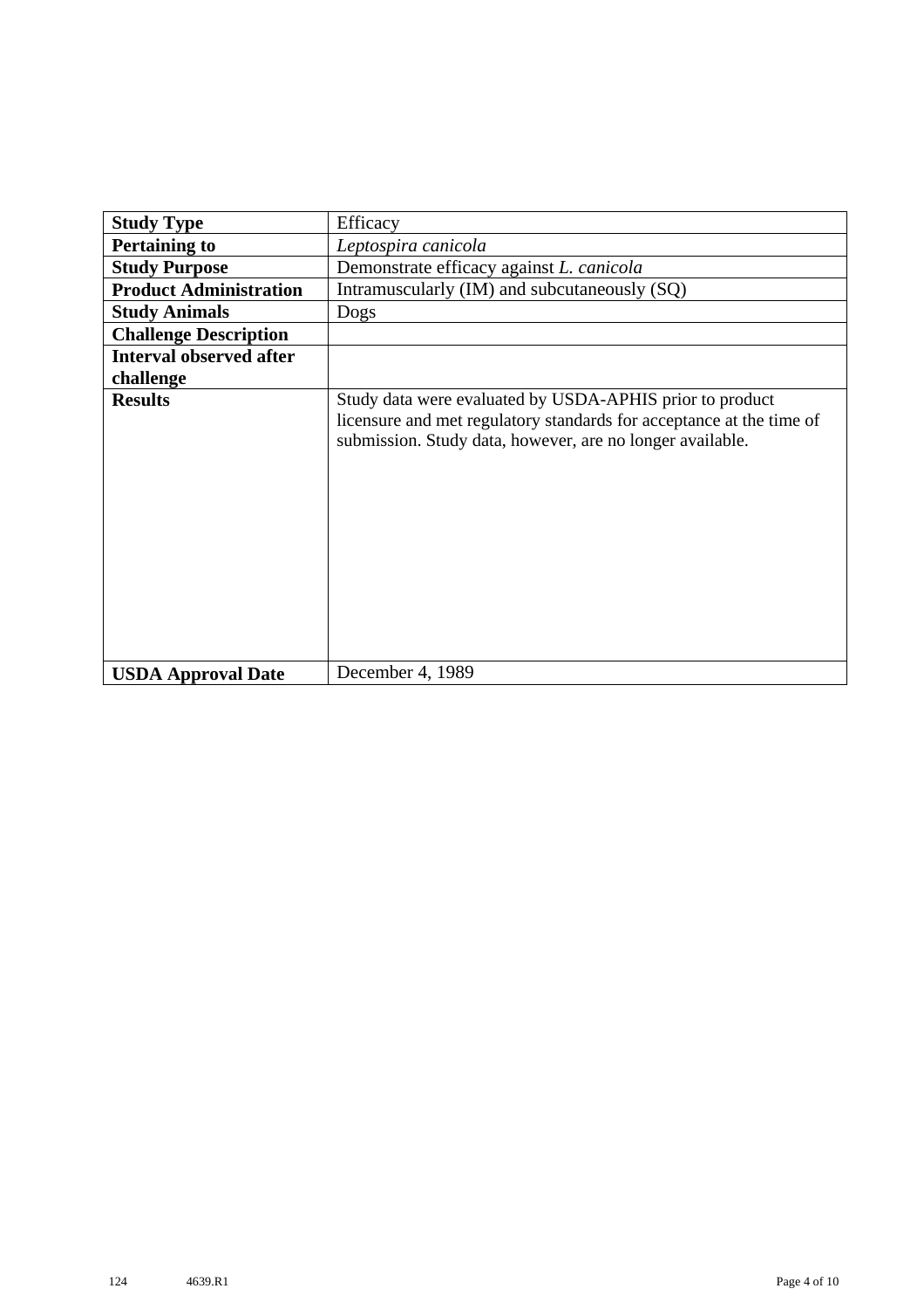| Study Type | Efficacy |
|---|---|
| **Pertaining to** | *Leptospira canicola* |
| **Study Purpose** | Demonstrate efficacy against *L. canicola* |
| **Product Administration** | Intramuscularly (IM) and subcutaneously (SQ) |
| **Study Animals** | Dogs |
| **Challenge Description** | |
| **Interval observed after challenge** | |
| **Results** | Study data were evaluated by USDA-APHIS prior to product licensure and met regulatory standards for acceptance at the time of submission. Study data, however, are no longer available. |
| **USDA Approval Date** | December 4, 1989 |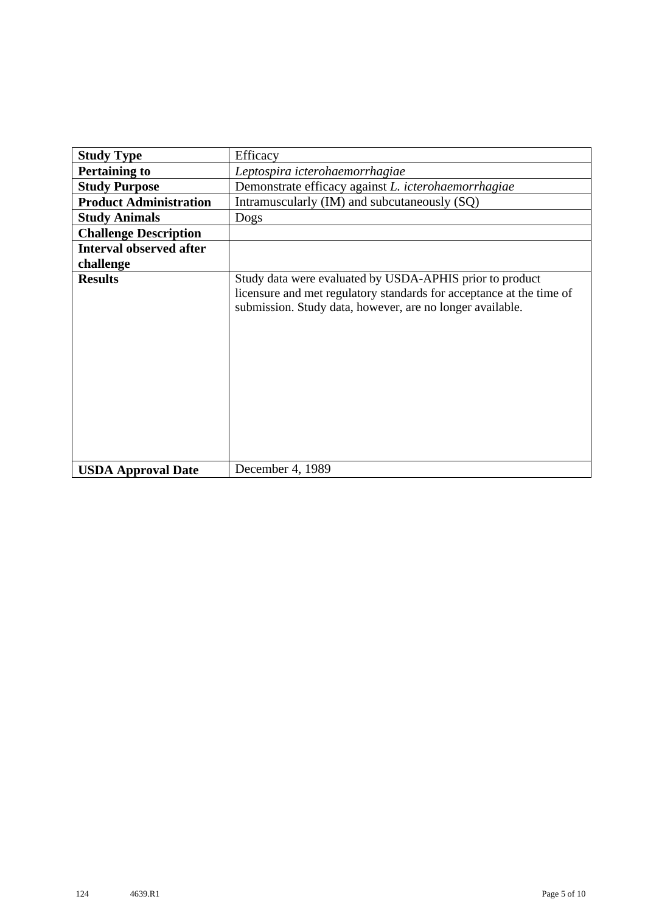| **Study Type** | Efficacy |
|---|---|
| **Pertaining to** | *Leptospira icterohaemorrhagiae* |
| **Study Purpose** | Demonstrate efficacy against *L. icterohaemorrhagiae* |
| **Product Administration** | Intramuscularly (IM) and subcutaneously (SQ) |
| **Study Animals** | Dogs |
| **Challenge Description** | |
| **Interval observed after challenge** | |
| **Results** | Study data were evaluated by USDA-APHIS prior to product licensure and met regulatory standards for acceptance at the time of submission. Study data, however, are no longer available. |
| **USDA Approval Date** | December 4, 1989 |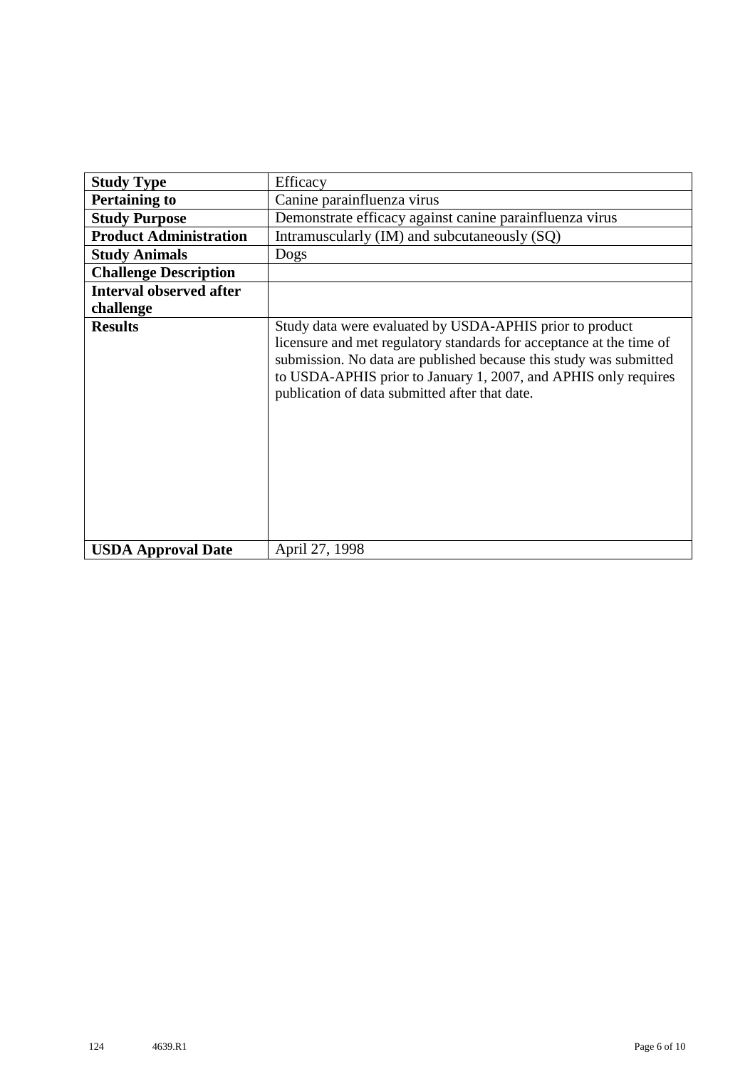| **Study Type** | Efficacy |
|---|---|
| **Pertaining to** | Canine parainfluenza virus |
| **Study Purpose** | Demonstrate efficacy against canine parainfluenza virus |
| **Product Administration** | Intramuscularly (IM) and subcutaneously (SQ) |
| **Study Animals** | Dogs |
| **Challenge Description** | |
| **Interval observed after challenge** | |
| **Results** | Study data were evaluated by USDA-APHIS prior to product licensure and met regulatory standards for acceptance at the time of submission. No data are published because this study was submitted to USDA-APHIS prior to January 1, 2007, and APHIS only requires publication of data submitted after that date. |
| **USDA Approval Date** | April 27, 1998 |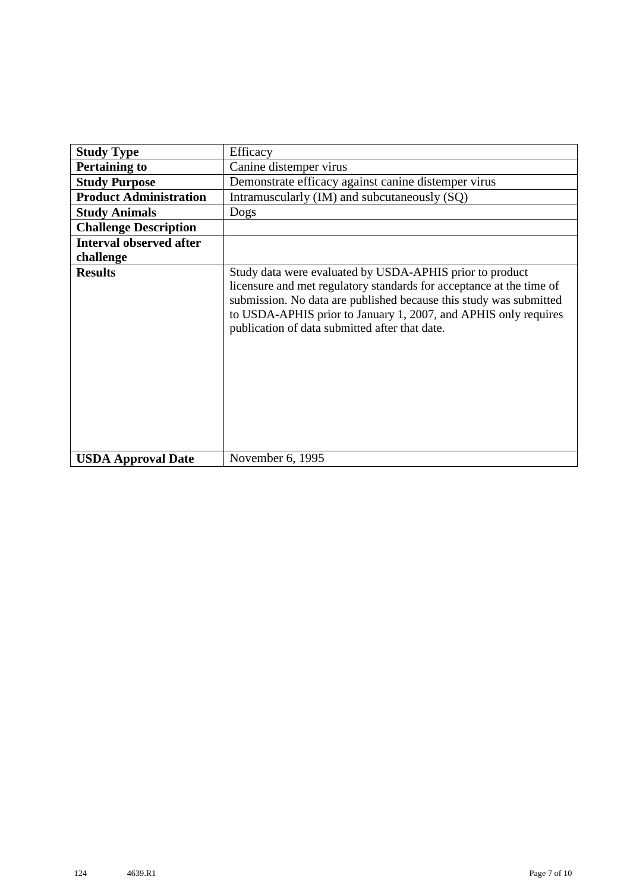| | |
|---|---|
| **Study Type** | Efficacy |
| **Pertaining to** | Canine distemper virus |
| **Study Purpose** | Demonstrate efficacy against canine distemper virus |
| **Product Administration** | Intramuscularly (IM) and subcutaneously (SQ) |
| **Study Animals** | Dogs |
| **Challenge Description** | |
| **Interval observed after challenge** | |
| **Results** | Study data were evaluated by USDA-APHIS prior to product licensure and met regulatory standards for acceptance at the time of submission. No data are published because this study was submitted to USDA-APHIS prior to January 1, 2007, and APHIS only requires publication of data submitted after that date. |
| **USDA Approval Date** | November 6, 1995 |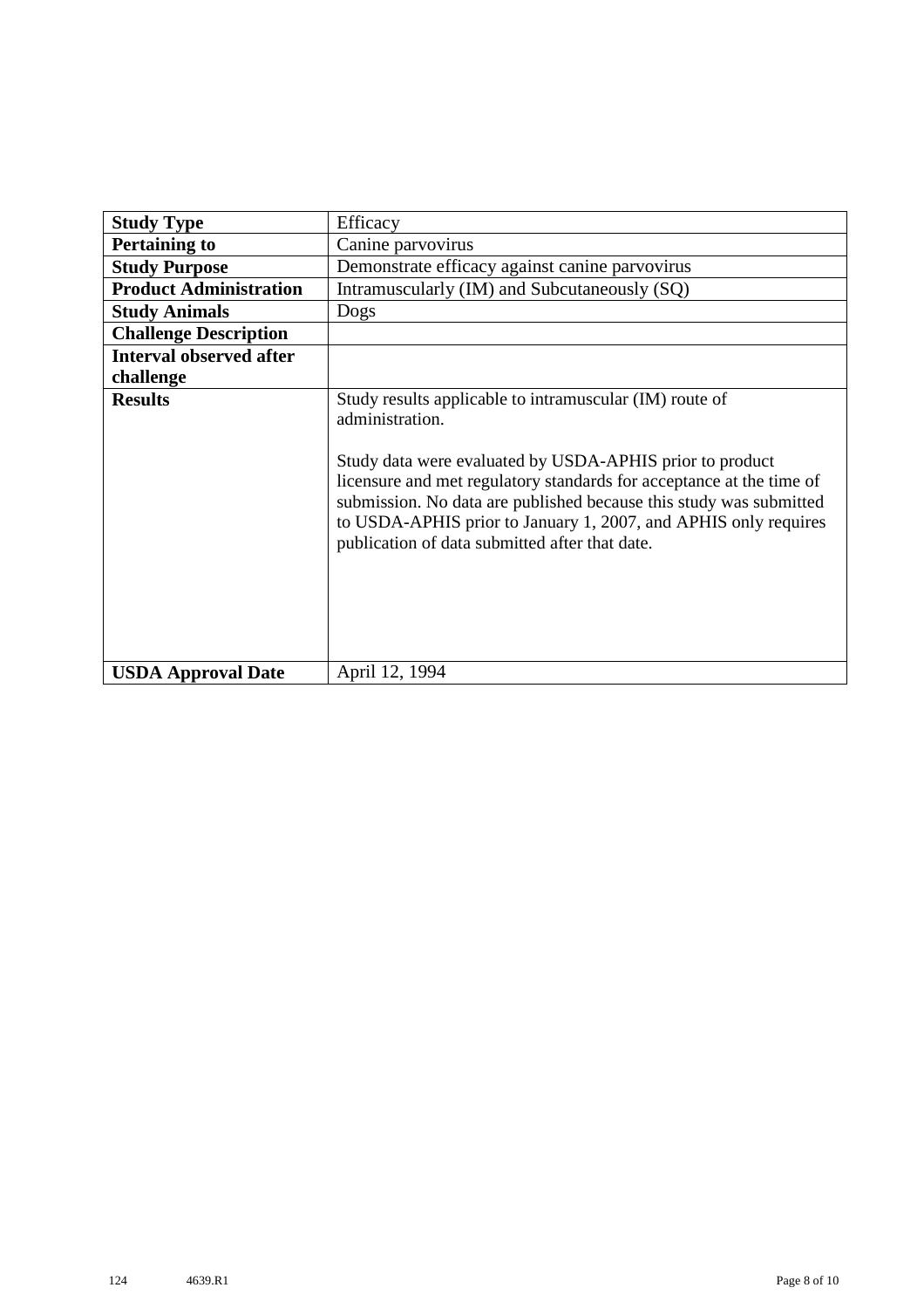| **Study Type** | Efficacy |
|---|---|
| **Pertaining to** | Canine parvovirus |
| **Study Purpose** | Demonstrate efficacy against canine parvovirus |
| **Product Administration** | Intramuscularly (IM) and Subcutaneously (SQ) |
| **Study Animals** | Dogs |
| **Challenge Description** | |
| **Interval observed after challenge** | |
| **Results** | Study results applicable to intramuscular (IM) route of administration.<br><br>Study data were evaluated by USDA-APHIS prior to product licensure and met regulatory standards for acceptance at the time of submission. No data are published because this study was submitted to USDA-APHIS prior to January 1, 2007, and APHIS only requires publication of data submitted after that date. |
| **USDA Approval Date** | April 12, 1994 |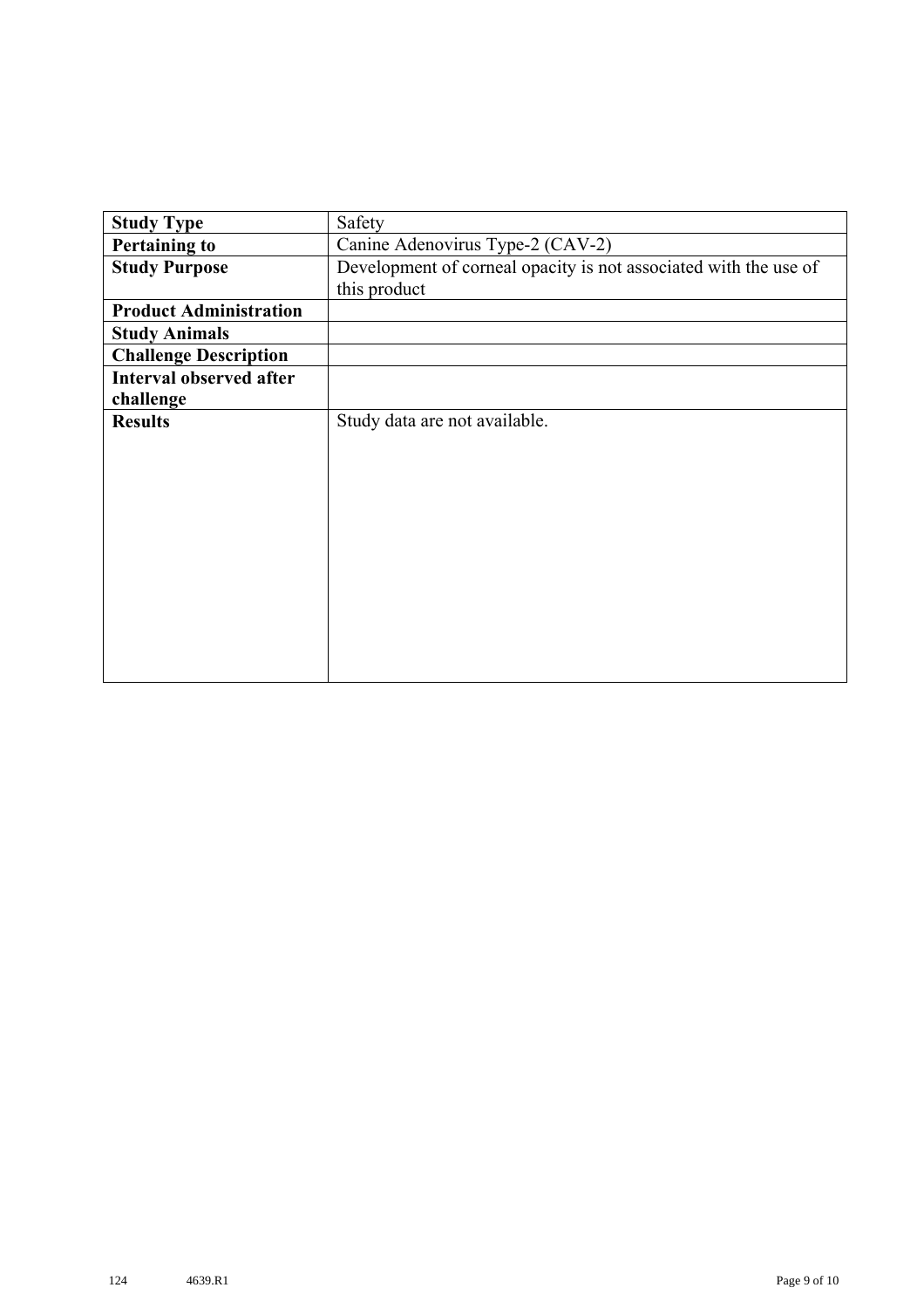| **Study Type** | Safety |
|---|---|
| **Pertaining to** | Canine Adenovirus Type-2 (CAV-2) |
| **Study Purpose** | Development of corneal opacity is not associated with the use of this product |
| **Product Administration** | |
| **Study Animals** | |
| **Challenge Description** | |
| **Interval observed after challenge** | |
| **Results** | Study data are not available. |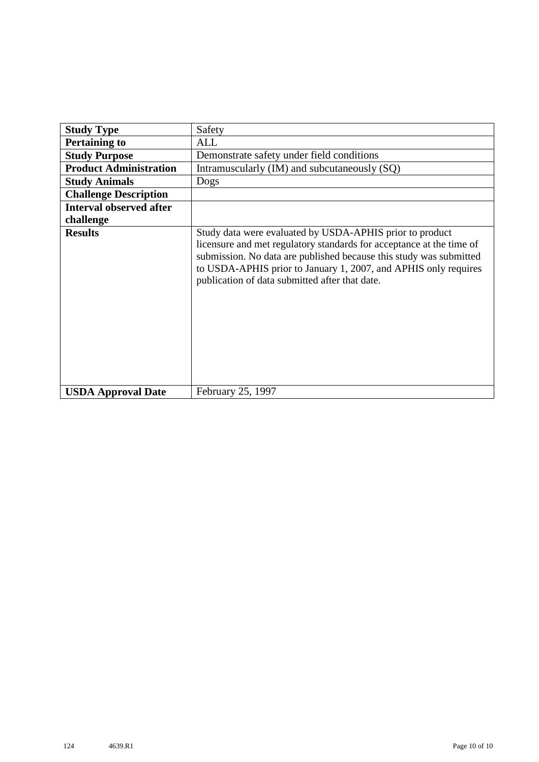| | |
|---|---|
| **Study Type** | Safety |
| **Pertaining to** | ALL |
| **Study Purpose** | Demonstrate safety under field conditions |
| **Product Administration** | Intramuscularly (IM) and subcutaneously (SQ) |
| **Study Animals** | Dogs |
| **Challenge Description** | |
| **Interval observed after challenge** | |
| **Results** | Study data were evaluated by USDA-APHIS prior to product licensure and met regulatory standards for acceptance at the time of submission. No data are published because this study was submitted to USDA-APHIS prior to January 1, 2007, and APHIS only requires publication of data submitted after that date. |
| **USDA Approval Date** | February 25, 1997 |